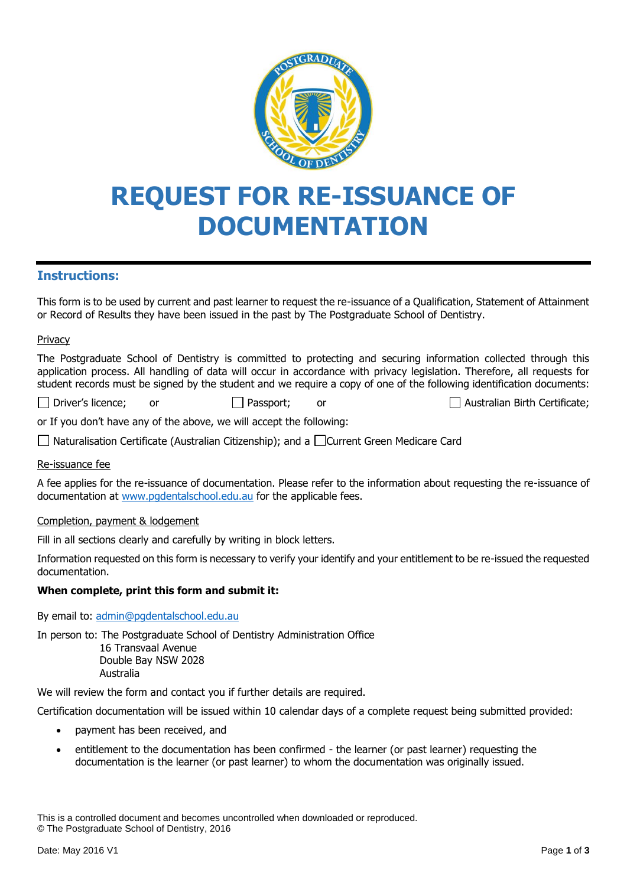# REQUEST FOR RE-ISSUANCE OF DOCUMENTATION

## Instructions:

This form is to be used by current and past learner to request the re-issuance of a Qualification, Statement of Attainment or Record of Results they have been issued in the past by The Postgraduate School of Dentistry.

Privacy

The Postgraduate School of Dentistry is committed to protecting and securing information collected through this application process. All handling of data will occur in accordance with privacy legislation. Therefore, all requests for student records must be signed by the student and we require a copy of one of the following identification documents:

☐ Driver's licence; or ☐ Passport; or ☐ Australian Birth Certificate;

or If you don't have any of the above, we will accept the following:

☐ Naturalisation Certificate (Australian Citizenship); and a ☐ Current Green Medicare Card

Re-issuance fee

A fee applies for the re-issuance of documentation. Please refer to the information about requesting the re-issuance of documentation at www.pgdentalschool.edu.au for the applicable fees.

Completion, payment & lodgement

Fill in all sections clearly and carefully by writing in block letters.

Information requested on this form is necessary to verify your identify and your entitlement to be re-issued the requested documentation.

**When complete, print this form and submit it:**

By email to: admin@pgdentalschool.edu.au

In person to: The Postgraduate School of Dentistry Administration Office
16 Transvaal Avenue
Double Bay NSW 2028
Australia

We will review the form and contact you if further details are required.

Certification documentation will be issued within 10 calendar days of a complete request being submitted provided:

- payment has been received, and
- entitlement to the documentation has been confirmed - the learner (or past learner) requesting the documentation is the learner (or past learner) to whom the documentation was originally issued.

This is a controlled document and becomes uncontrolled when downloaded or reproduced.
© The Postgraduate School of Dentistry, 2016

Date: May 2016 V1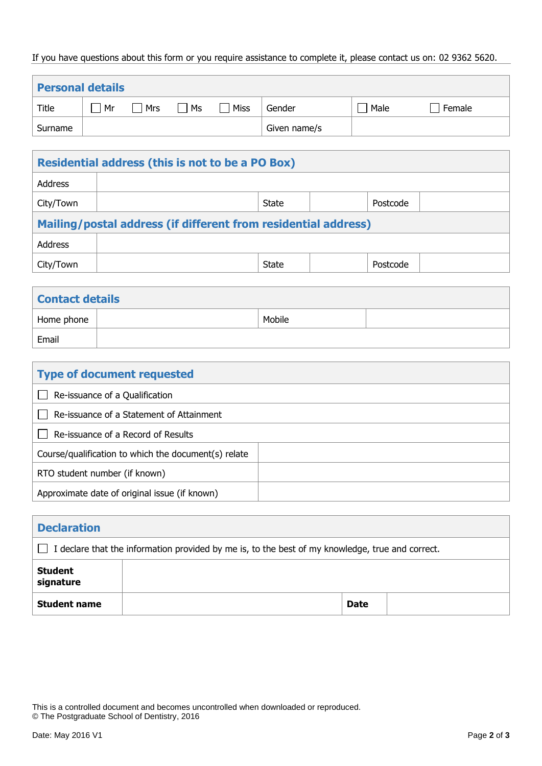If you have questions about this form or you require assistance to complete it, please contact us on: 02 9362 5620.

## Personal details

| | | | |
|---|---|---|---|
| Title | ☐ Mr ☐ Mrs ☐ Ms ☐ Miss | Gender | ☐ Male ☐ Female |
| Surname | | Given name/s | |

## Residential address (this is not to be a PO Box)

| | | | | | |
|---|---|---|---|---|---|
| Address | | | | | |
| City/Town | | State | | Postcode | |

## Mailing/postal address (if different from residential address)

| | | | | | |
|---|---|---|---|---|---|
| Address | | | | | |
| City/Town | | State | | Postcode | |

## Contact details

| | | | |
|---|---|---|---|
| Home phone | | Mobile | |
| Email | | | |

## Type of document requested

- ☐ Re-issuance of a Qualification
- ☐ Re-issuance of a Statement of Attainment
- ☐ Re-issuance of a Record of Results

| | |
|---|---|
| Course/qualification to which the document(s) relate | |
| RTO student number (if known) | |
| Approximate date of original issue (if known) | |

## Declaration

☐ I declare that the information provided by me is, to the best of my knowledge, true and correct.

| | | | |
|---|---|---|---|
| **Student signature** | | | |
| **Student name** | | **Date** | |

This is a controlled document and becomes uncontrolled when downloaded or reproduced.
© The Postgraduate School of Dentistry, 2016

Date: May 2016 V1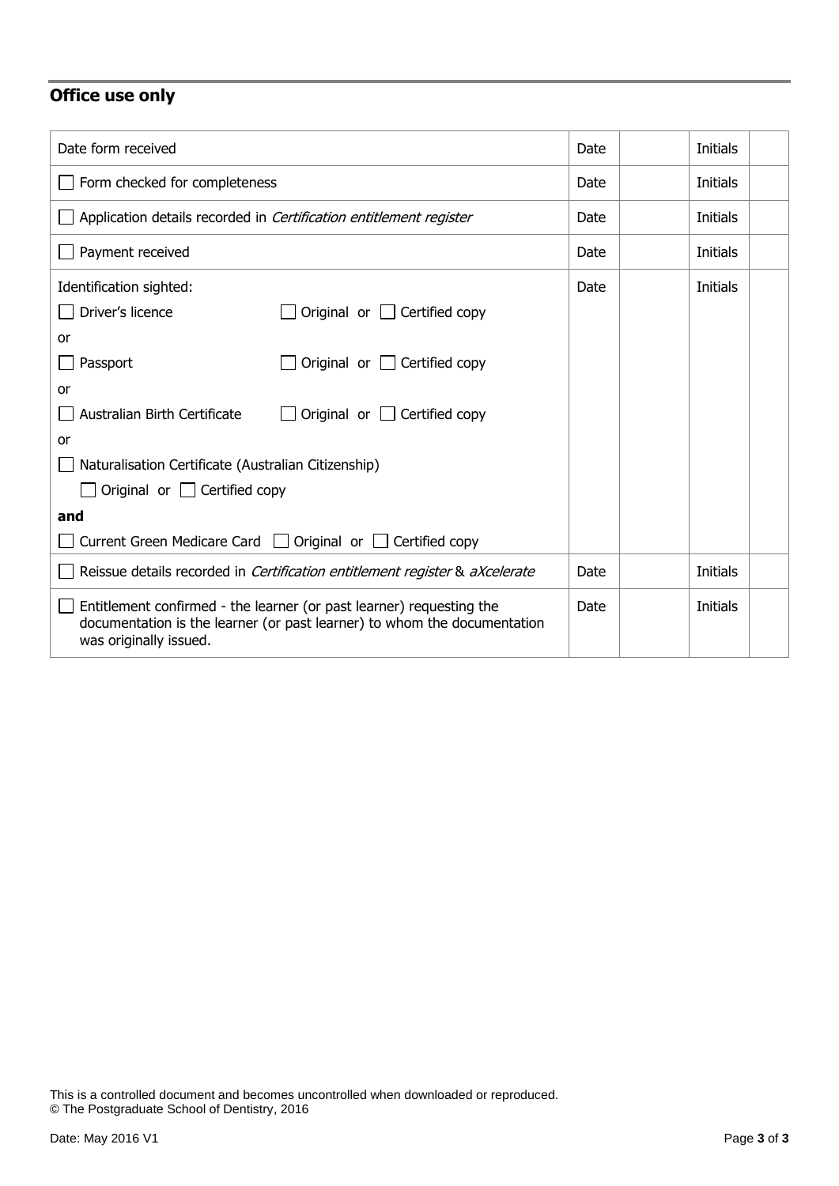## Office use only

| | | | | |
|---|---|---|---|---|
| Date form received | Date | | Initials | |
| ☐ Form checked for completeness | Date | | Initials | |
| ☐ Application details recorded in *Certification entitlement register* | Date | | Initials | |
| ☐ Payment received | Date | | Initials | |
| Identification sighted:<br>☐ Driver's licence ☐ Original or ☐ Certified copy<br>or<br>☐ Passport ☐ Original or ☐ Certified copy<br>or<br>☐ Australian Birth Certificate ☐ Original or ☐ Certified copy<br>or<br>☐ Naturalisation Certificate (Australian Citizenship)<br>☐ Original or ☐ Certified copy<br>**and**<br>☐ Current Green Medicare Card ☐ Original or ☐ Certified copy | Date | | Initials | |
| ☐ Reissue details recorded in *Certification entitlement register* & *aXcelerate* | Date | | Initials | |
| ☐ Entitlement confirmed - the learner (or past learner) requesting the documentation is the learner (or past learner) to whom the documentation was originally issued. | Date | | Initials | |

This is a controlled document and becomes uncontrolled when downloaded or reproduced.
© The Postgraduate School of Dentistry, 2016

Date: May 2016 V1